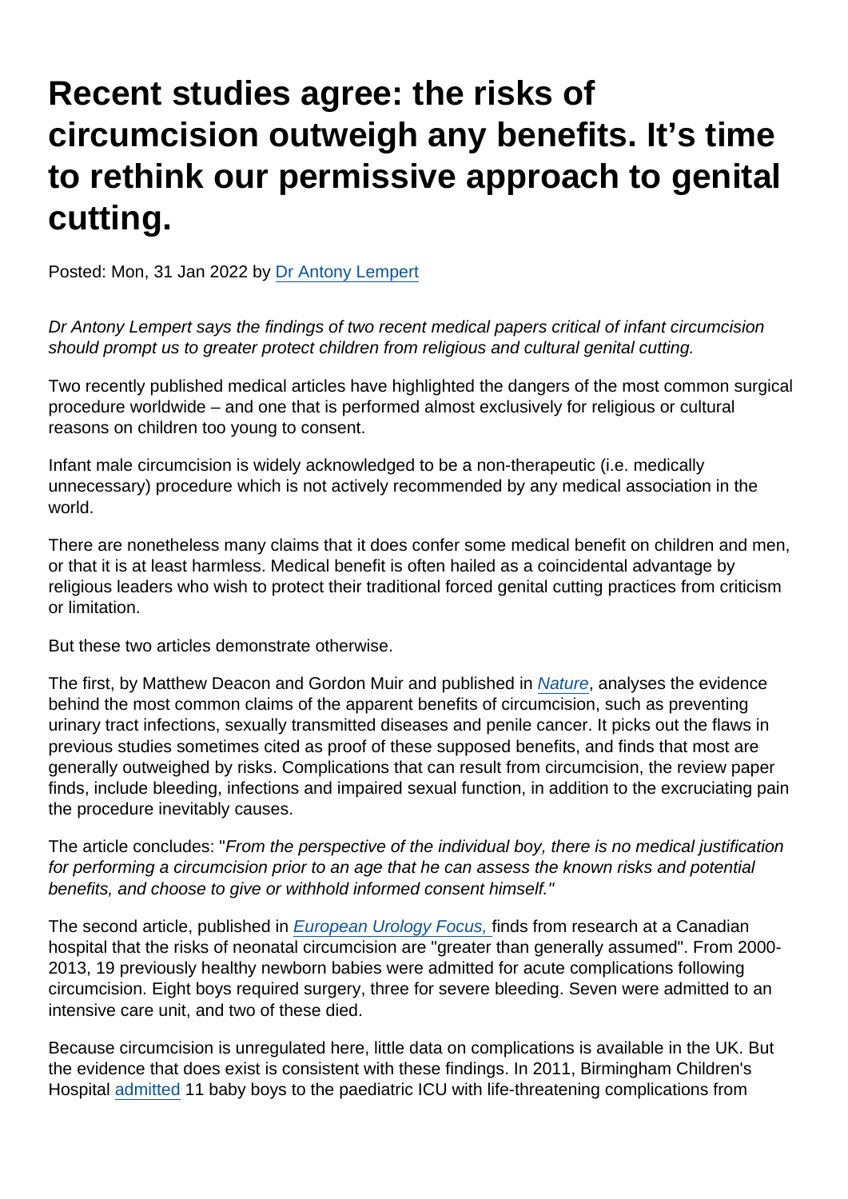# Recent studies agree: the risks of circumcision outweigh any benefits. It's time to rethink our permissive approach to genital cutting.

Posted: Mon, 31 Jan 2022 by Dr Antony Lempert

*Dr Antony Lempert says the findings of two recent medical papers critical of infant circumcision should prompt us to greater protect children from religious and cultural genital cutting.*

Two recently published medical articles have highlighted the dangers of the most common surgical procedure worldwide – and one that is performed almost exclusively for religious or cultural reasons on children too young to consent.

Infant male circumcision is widely acknowledged to be a non-therapeutic (i.e. medically unnecessary) procedure which is not actively recommended by any medical association in the world.

There are nonetheless many claims that it does confer some medical benefit on children and men, or that it is at least harmless. Medical benefit is often hailed as a coincidental advantage by religious leaders who wish to protect their traditional forced genital cutting practices from criticism or limitation.

But these two articles demonstrate otherwise.

The first, by Matthew Deacon and Gordon Muir and published in *Nature*, analyses the evidence behind the most common claims of the apparent benefits of circumcision, such as preventing urinary tract infections, sexually transmitted diseases and penile cancer. It picks out the flaws in previous studies sometimes cited as proof of these supposed benefits, and finds that most are generally outweighed by risks. Complications that can result from circumcision, the review paper finds, include bleeding, infections and impaired sexual function, in addition to the excruciating pain the procedure inevitably causes.

The article concludes: "*From the perspective of the individual boy, there is no medical justification for performing a circumcision prior to an age that he can assess the known risks and potential benefits, and choose to give or withhold informed consent himself.*"

The second article, published in *European Urology Focus,* finds from research at a Canadian hospital that the risks of neonatal circumcision are "greater than generally assumed". From 2000-2013, 19 previously healthy newborn babies were admitted for acute complications following circumcision. Eight boys required surgery, three for severe bleeding. Seven were admitted to an intensive care unit, and two of these died.

Because circumcision is unregulated here, little data on complications is available in the UK. But the evidence that does exist is consistent with these findings. In 2011, Birmingham Children's Hospital admitted 11 baby boys to the paediatric ICU with life-threatening complications from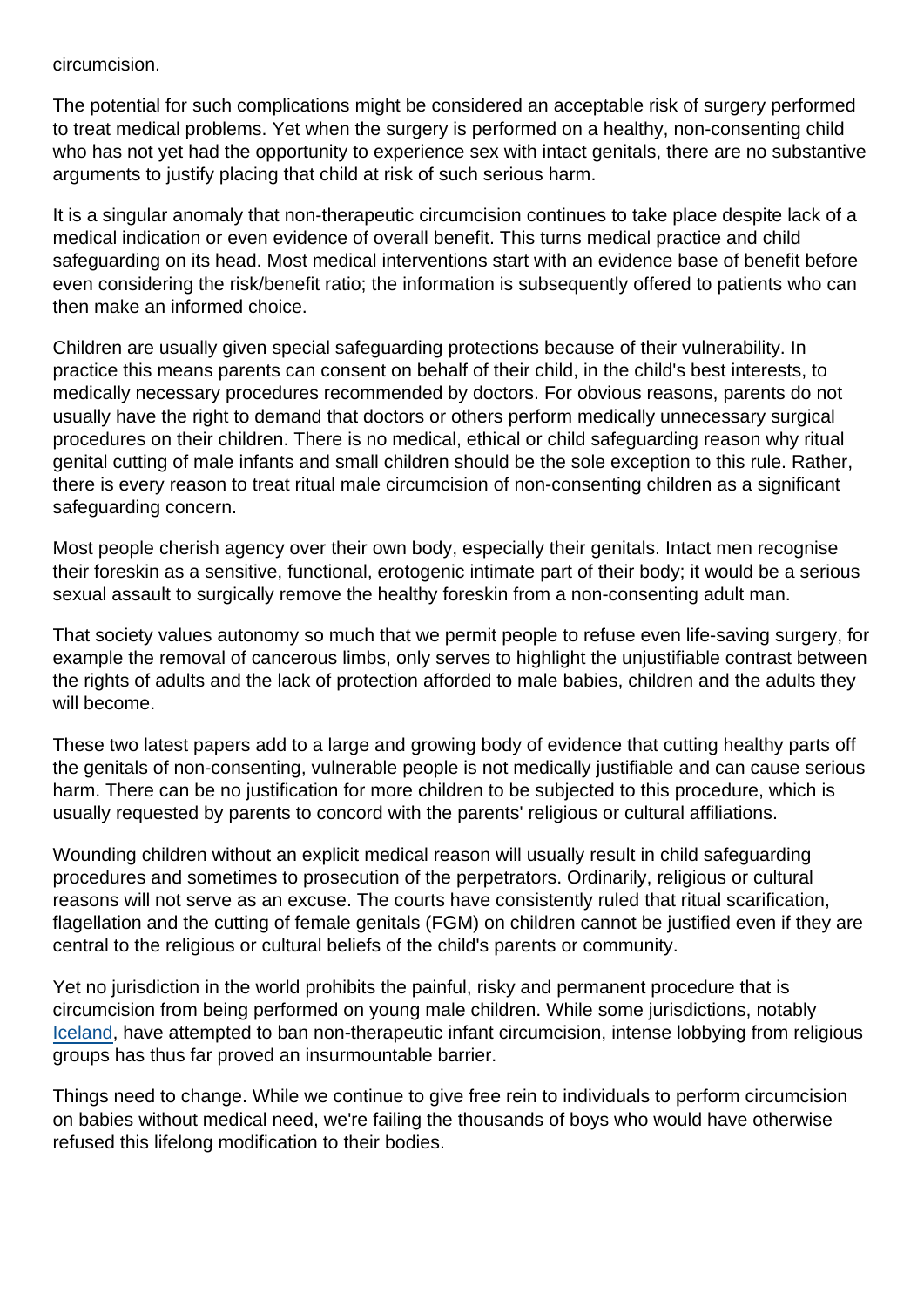circumcision.

The potential for such complications might be considered an acceptable risk of surgery performed to treat medical problems. Yet when the surgery is performed on a healthy, non-consenting child who has not yet had the opportunity to experience sex with intact genitals, there are no substantive arguments to justify placing that child at risk of such serious harm.

It is a singular anomaly that non-therapeutic circumcision continues to take place despite lack of a medical indication or even evidence of overall benefit. This turns medical practice and child safeguarding on its head. Most medical interventions start with an evidence base of benefit before even considering the risk/benefit ratio; the information is subsequently offered to patients who can then make an informed choice.

Children are usually given special safeguarding protections because of their vulnerability. In practice this means parents can consent on behalf of their child, in the child's best interests, to medically necessary procedures recommended by doctors. For obvious reasons, parents do not usually have the right to demand that doctors or others perform medically unnecessary surgical procedures on their children. There is no medical, ethical or child safeguarding reason why ritual genital cutting of male infants and small children should be the sole exception to this rule. Rather, there is every reason to treat ritual male circumcision of non-consenting children as a significant safeguarding concern.

Most people cherish agency over their own body, especially their genitals. Intact men recognise their foreskin as a sensitive, functional, erotogenic intimate part of their body; it would be a serious sexual assault to surgically remove the healthy foreskin from a non-consenting adult man.

That society values autonomy so much that we permit people to refuse even life-saving surgery, for example the removal of cancerous limbs, only serves to highlight the unjustifiable contrast between the rights of adults and the lack of protection afforded to male babies, children and the adults they will become.

These two latest papers add to a large and growing body of evidence that cutting healthy parts off the genitals of non-consenting, vulnerable people is not medically justifiable and can cause serious harm. There can be no justification for more children to be subjected to this procedure, which is usually requested by parents to concord with the parents' religious or cultural affiliations.

Wounding children without an explicit medical reason will usually result in child safeguarding procedures and sometimes to prosecution of the perpetrators. Ordinarily, religious or cultural reasons will not serve as an excuse. The courts have consistently ruled that ritual scarification, flagellation and the cutting of female genitals (FGM) on children cannot be justified even if they are central to the religious or cultural beliefs of the child's parents or community.

Yet no jurisdiction in the world prohibits the painful, risky and permanent procedure that is circumcision from being performed on young male children. While some jurisdictions, notably Iceland, have attempted to ban non-therapeutic infant circumcision, intense lobbying from religious groups has thus far proved an insurmountable barrier.

Things need to change. While we continue to give free rein to individuals to perform circumcision on babies without medical need, we're failing the thousands of boys who would have otherwise refused this lifelong modification to their bodies.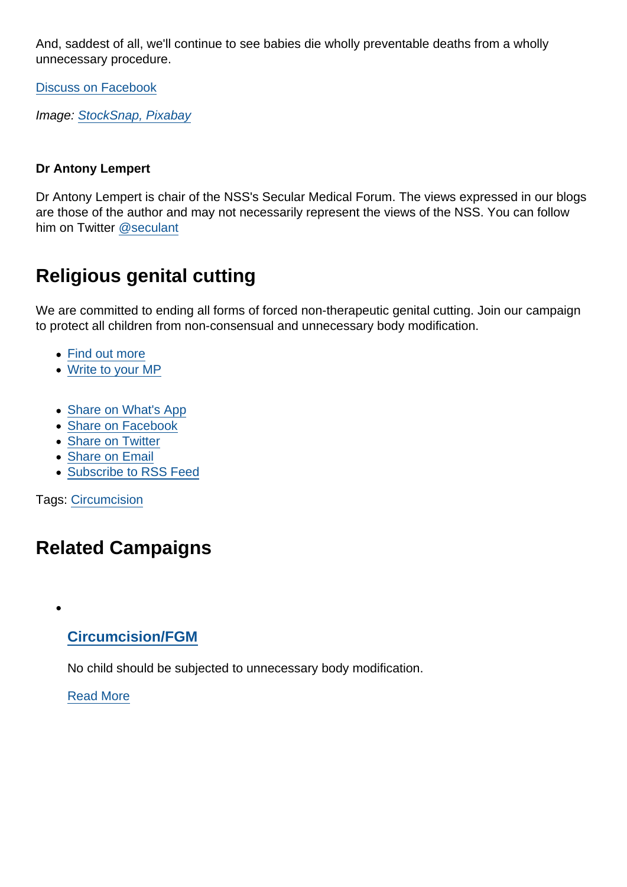And, saddest of all, we'll continue to see babies die wholly preventable deaths from a wholly unnecessary procedure.

Discuss on Facebook

*Image: StockSnap, Pixabay*

**Dr Antony Lempert**

Dr Antony Lempert is chair of the NSS's Secular Medical Forum. The views expressed in our blogs are those of the author and may not necessarily represent the views of the NSS. You can follow him on Twitter @seculant

## Religious genital cutting

We are committed to ending all forms of forced non-therapeutic genital cutting. Join our campaign to protect all children from non-consensual and unnecessary body modification.

- Find out more
- Write to your MP

- Share on What's App
- Share on Facebook
- Share on Twitter
- Share on Email
- Subscribe to RSS Feed

Tags: Circumcision

## Related Campaigns

- ### Circumcision/FGM

  No child should be subjected to unnecessary body modification.

  Read More